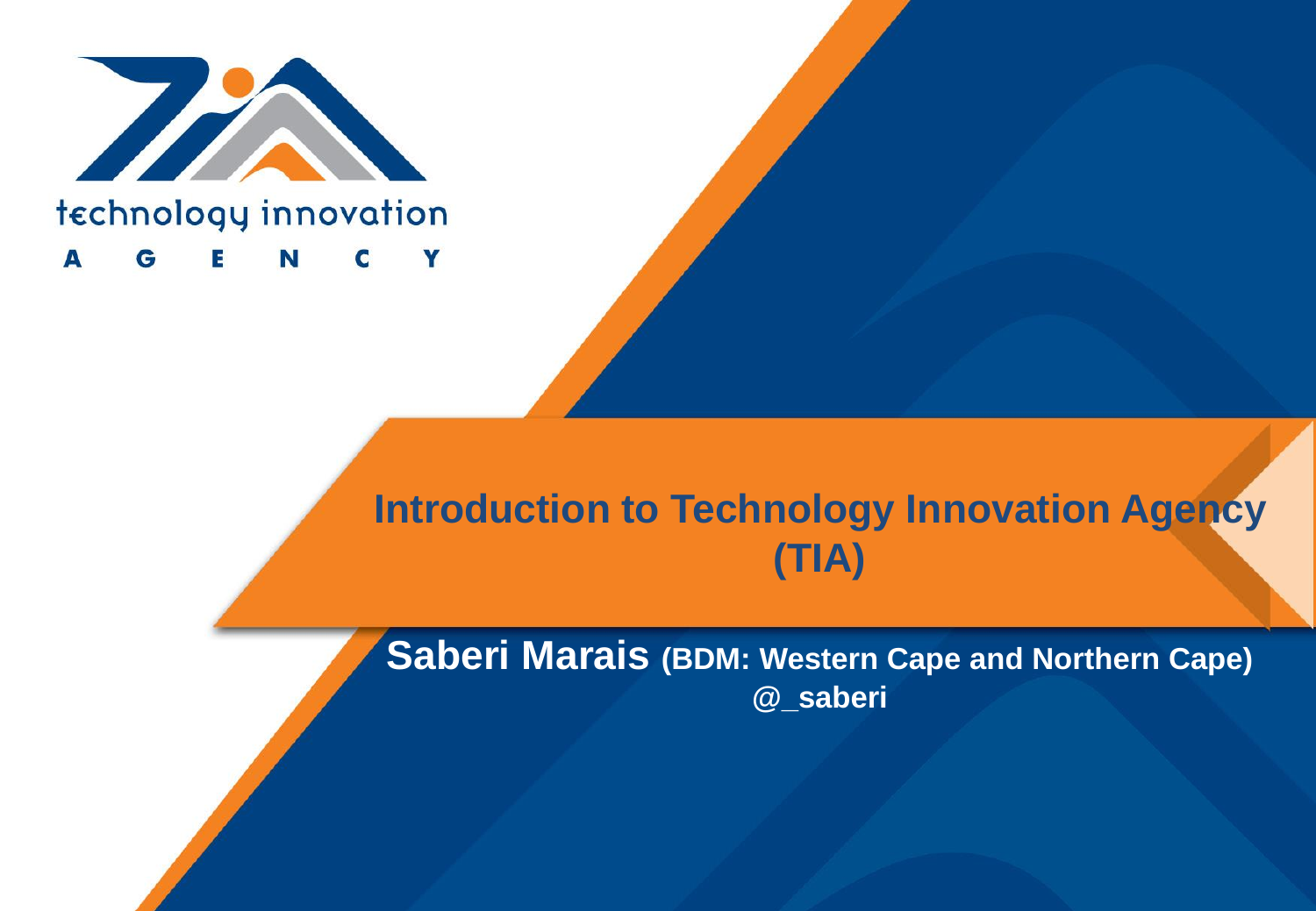technology innovation

AGENCY

# Introduction to Technology Innovation Agency (TIA)

**Saberi Marais (BDM: Western Cape and Northern Cape)**

**@_saberi**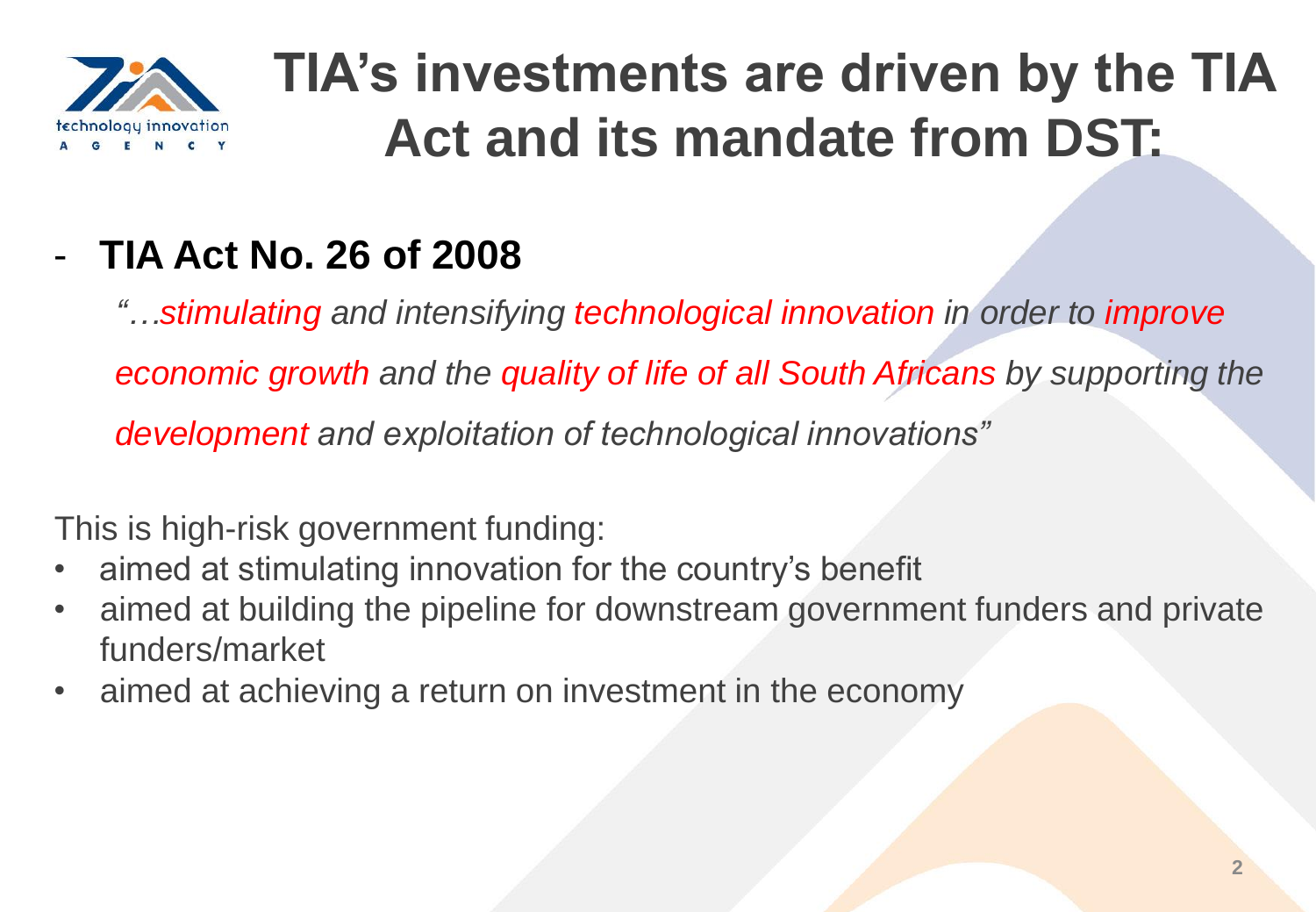# TIA's investments are driven by the TIA Act and its mandate from DST:

- **TIA Act No. 26 of 2008**

  *"…stimulating and intensifying technological innovation in order to improve economic growth and the quality of life of all South Africans by supporting the development and exploitation of technological innovations"*

This is high-risk government funding:

- aimed at stimulating innovation for the country's benefit
- aimed at building the pipeline for downstream government funders and private funders/market
- aimed at achieving a return on investment in the economy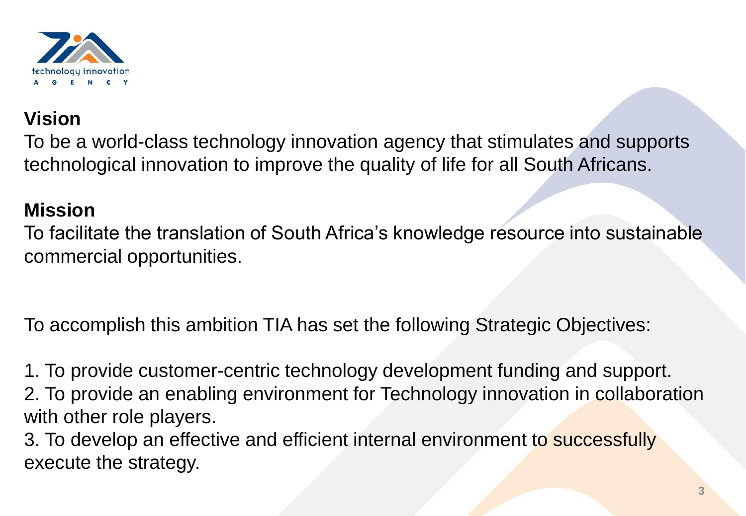## Vision

To be a world-class technology innovation agency that stimulates and supports technological innovation to improve the quality of life for all South Africans.

## Mission

To facilitate the translation of South Africa's knowledge resource into sustainable commercial opportunities.

To accomplish this ambition TIA has set the following Strategic Objectives:

1. To provide customer-centric technology development funding and support.
2. To provide an enabling environment for Technology innovation in collaboration with other role players.
3. To develop an effective and efficient internal environment to successfully execute the strategy.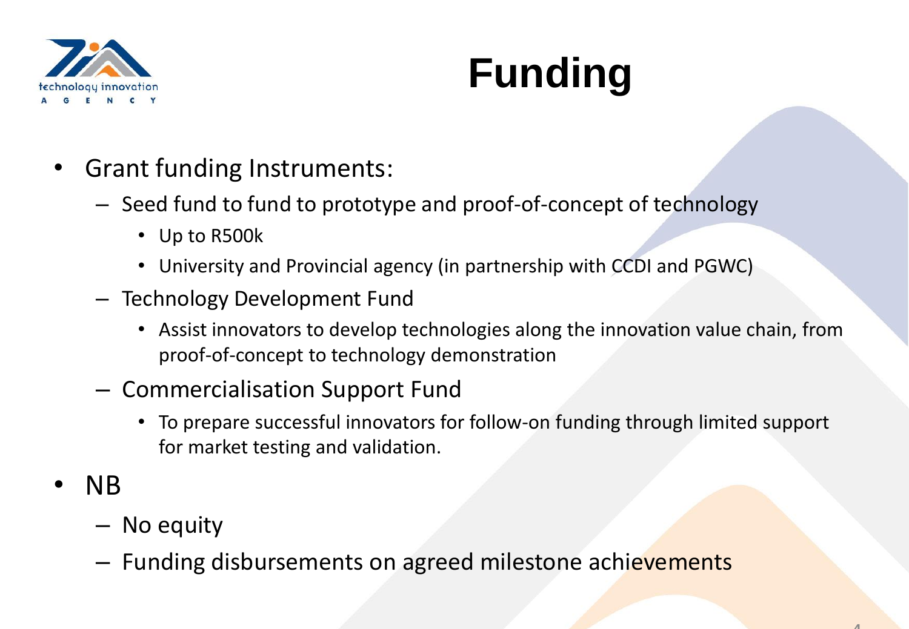# Funding

- Grant funding Instruments:
  - Seed fund to fund to prototype and proof-of-concept of technology
    - Up to R500k
    - University and Provincial agency (in partnership with CCDI and PGWC)
  - Technology Development Fund
    - Assist innovators to develop technologies along the innovation value chain, from proof-of-concept to technology demonstration
  - Commercialisation Support Fund
    - To prepare successful innovators for follow-on funding through limited support for market testing and validation.
- NB
  - No equity
  - Funding disbursements on agreed milestone achievements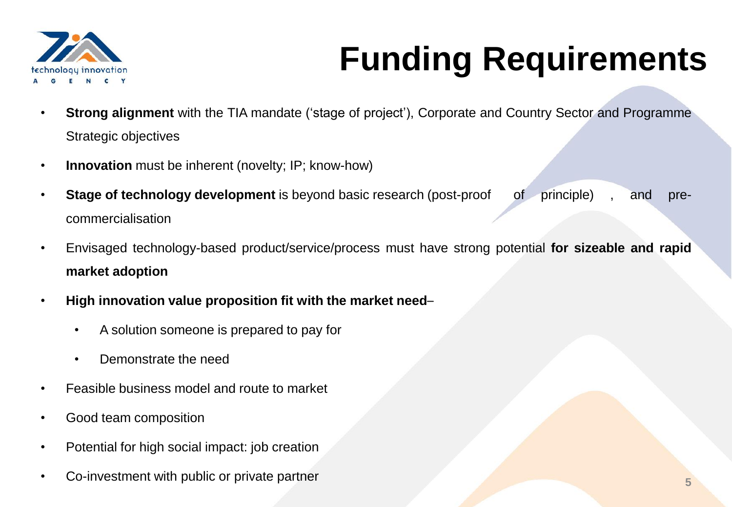# Funding Requirements

- **Strong alignment** with the TIA mandate ('stage of project'), Corporate and Country Sector and Programme Strategic objectives
- **Innovation** must be inherent (novelty; IP; know-how)
- **Stage of technology development** is beyond basic research (post-proof of principle) , and pre-commercialisation
- Envisaged technology-based product/service/process must have strong potential **for sizeable and rapid market adoption**
- **High innovation value proposition fit with the market need**–
  - A solution someone is prepared to pay for
  - Demonstrate the need
- Feasible business model and route to market
- Good team composition
- Potential for high social impact: job creation
- Co-investment with public or private partner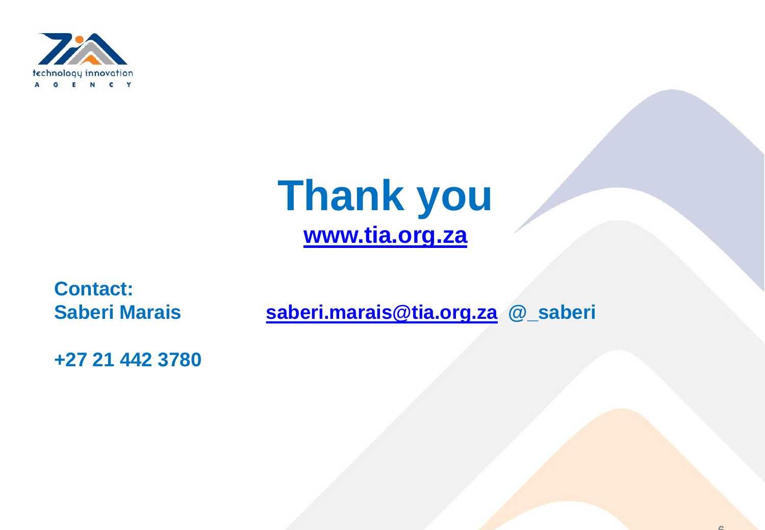# Thank you

**www.tia.org.za**

**Contact:**

**Saberi Marais** **saberi.marais@tia.org.za** **@_saberi**

**+27 21 442 3780**